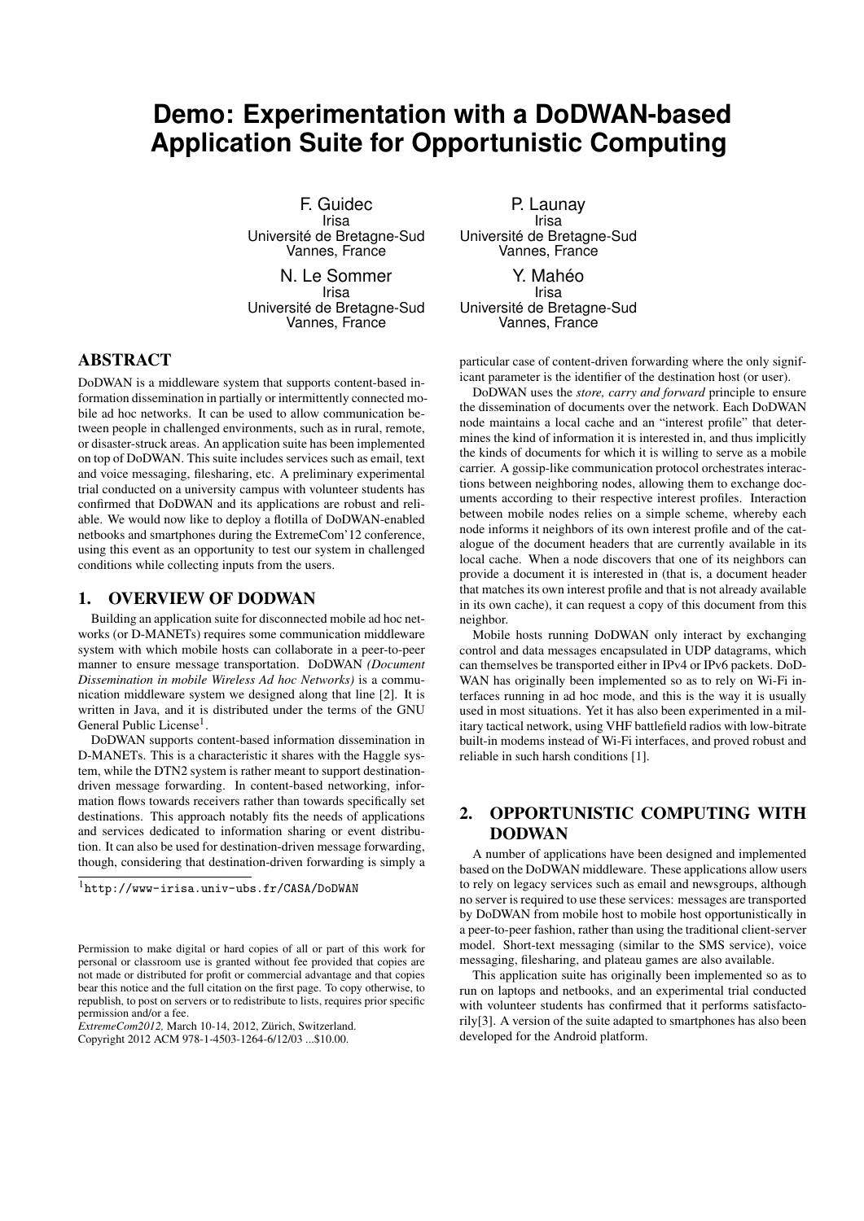# Demo: Experimentation with a DoDWAN-based Application Suite for Opportunistic Computing

F. Guidec
Irisa
Université de Bretagne-Sud
Vannes, France

P. Launay
Irisa
Université de Bretagne-Sud
Vannes, France

N. Le Sommer
Irisa
Université de Bretagne-Sud
Vannes, France

Y. Mahéo
Irisa
Université de Bretagne-Sud
Vannes, France

## ABSTRACT

DoDWAN is a middleware system that supports content-based information dissemination in partially or intermittently connected mobile ad hoc networks. It can be used to allow communication between people in challenged environments, such as in rural, remote, or disaster-struck areas. An application suite has been implemented on top of DoDWAN. This suite includes services such as email, text and voice messaging, filesharing, etc. A preliminary experimental trial conducted on a university campus with volunteer students has confirmed that DoDWAN and its applications are robust and reliable. We would now like to deploy a flotilla of DoDWAN-enabled netbooks and smartphones during the ExtremeCom'12 conference, using this event as an opportunity to test our system in challenged conditions while collecting inputs from the users.

## 1. OVERVIEW OF DODWAN

Building an application suite for disconnected mobile ad hoc networks (or D-MANETs) requires some communication middleware system with which mobile hosts can collaborate in a peer-to-peer manner to ensure message transportation. DoDWAN *(Document Dissemination in mobile Wireless Ad hoc Networks)* is a communication middleware system we designed along that line [2]. It is written in Java, and it is distributed under the terms of the GNU General Public License[1].

DoDWAN supports content-based information dissemination in D-MANETs. This is a characteristic it shares with the Haggle system, while the DTN2 system is rather meant to support destination-driven message forwarding. In content-based networking, information flows towards receivers rather than towards specifically set destinations. This approach notably fits the needs of applications and services dedicated to information sharing or event distribution. It can also be used for destination-driven message forwarding, though, considering that destination-driven forwarding is simply a particular case of content-driven forwarding where the only significant parameter is the identifier of the destination host (or user).

DoDWAN uses the *store, carry and forward* principle to ensure the dissemination of documents over the network. Each DoDWAN node maintains a local cache and an "interest profile" that determines the kind of information it is interested in, and thus implicitly the kinds of documents for which it is willing to serve as a mobile carrier. A gossip-like communication protocol orchestrates interactions between neighboring nodes, allowing them to exchange documents according to their respective interest profiles. Interaction between mobile nodes relies on a simple scheme, whereby each node informs it neighbors of its own interest profile and of the catalogue of the document headers that are currently available in its local cache. When a node discovers that one of its neighbors can provide a document it is interested in (that is, a document header that matches its own interest profile and that is not already available in its own cache), it can request a copy of this document from this neighbor.

Mobile hosts running DoDWAN only interact by exchanging control and data messages encapsulated in UDP datagrams, which can themselves be transported either in IPv4 or IPv6 packets. DoDWAN has originally been implemented so as to rely on Wi-Fi interfaces running in ad hoc mode, and this is the way it is usually used in most situations. Yet it has also been experimented in a military tactical network, using VHF battlefield radios with low-bitrate built-in modems instead of Wi-Fi interfaces, and proved robust and reliable in such harsh conditions [1].

[1] http://www-irisa.univ-ubs.fr/CASA/DoDWAN

## 2. OPPORTUNISTIC COMPUTING WITH DODWAN

A number of applications have been designed and implemented based on the DoDWAN middleware. These applications allow users to rely on legacy services such as email and newsgroups, although no server is required to use these services: messages are transported by DoDWAN from mobile host to mobile host opportunistically in a peer-to-peer fashion, rather than using the traditional client-server model. Short-text messaging (similar to the SMS service), voice messaging, filesharing, and plateau games are also available.

This application suite has originally been implemented so as to run on laptops and netbooks, and an experimental trial conducted with volunteer students has confirmed that it performs satisfactorily[3]. A version of the suite adapted to smartphones has also been developed for the Android platform.

Permission to make digital or hard copies of all or part of this work for personal or classroom use is granted without fee provided that copies are not made or distributed for profit or commercial advantage and that copies bear this notice and the full citation on the first page. To copy otherwise, to republish, to post on servers or to redistribute to lists, requires prior specific permission and/or a fee.
*ExtremeCom2012,* March 10-14, 2012, Zürich, Switzerland.
Copyright 2012 ACM 978-1-4503-1264-6/12/03 ...$10.00.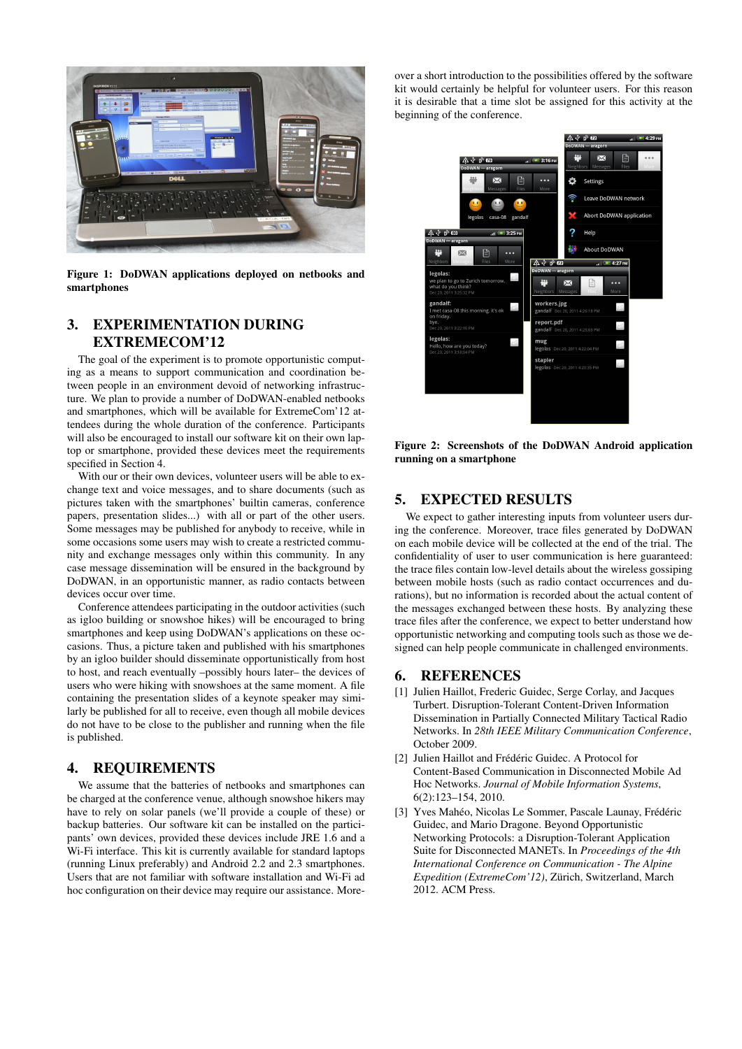Figure 1: DoDWAN applications deployed on netbooks and smartphones

## 3. EXPERIMENTATION DURING EXTREMECOM'12

The goal of the experiment is to promote opportunistic computing as a means to support communication and coordination between people in an environment devoid of networking infrastructure. We plan to provide a number of DoDWAN-enabled netbooks and smartphones, which will be available for ExtremeCom'12 attendees during the whole duration of the conference. Participants will also be encouraged to install our software kit on their own laptop or smartphone, provided these devices meet the requirements specified in Section 4.

With our or their own devices, volunteer users will be able to exchange text and voice messages, and to share documents (such as pictures taken with the smartphones' builtin cameras, conference papers, presentation slides...) with all or part of the other users. Some messages may be published for anybody to receive, while in some occasions some users may wish to create a restricted community and exchange messages only within this community. In any case message dissemination will be ensured in the background by DoDWAN, in an opportunistic manner, as radio contacts between devices occur over time.

Conference attendees participating in the outdoor activities (such as igloo building or snowshoe hikes) will be encouraged to bring smartphones and keep using DoDWAN's applications on these occasions. Thus, a picture taken and published with his smartphones by an igloo builder should disseminate opportunistically from host to host, and reach eventually –possibly hours later– the devices of users who were hiking with snowshoes at the same moment. A file containing the presentation slides of a keynote speaker may similarly be published for all to receive, even though all mobile devices do not have to be close to the publisher and running when the file is published.

## 4. REQUIREMENTS

We assume that the batteries of netbooks and smartphones can be charged at the conference venue, although snowshoe hikers may have to rely on solar panels (we'll provide a couple of these) or backup batteries. Our software kit can be installed on the participants' own devices, provided these devices include JRE 1.6 and a Wi-Fi interface. This kit is currently available for standard laptops (running Linux preferably) and Android 2.2 and 2.3 smartphones. Users that are not familiar with software installation and Wi-Fi ad hoc configuration on their device may require our assistance. Moreover a short introduction to the possibilities offered by the software kit would certainly be helpful for volunteer users. For this reason it is desirable that a time slot be assigned for this activity at the beginning of the conference.

Figure 2: Screenshots of the DoDWAN Android application running on a smartphone

## 5. EXPECTED RESULTS

We expect to gather interesting inputs from volunteer users during the conference. Moreover, trace files generated by DoDWAN on each mobile device will be collected at the end of the trial. The confidentiality of user to user communication is here guaranteed: the trace files contain low-level details about the wireless gossiping between mobile hosts (such as radio contact occurrences and durations), but no information is recorded about the actual content of the messages exchanged between these hosts. By analyzing these trace files after the conference, we expect to better understand how opportunistic networking and computing tools such as those we designed can help people communicate in challenged environments.

## 6. REFERENCES

[1] Julien Haillot, Frederic Guidec, Serge Corlay, and Jacques Turbert. Disruption-Tolerant Content-Driven Information Dissemination in Partially Connected Military Tactical Radio Networks. In *28th IEEE Military Communication Conference*, October 2009.

[2] Julien Haillot and Frédéric Guidec. A Protocol for Content-Based Communication in Disconnected Mobile Ad Hoc Networks. *Journal of Mobile Information Systems*, 6(2):123–154, 2010.

[3] Yves Mahéo, Nicolas Le Sommer, Pascale Launay, Frédéric Guidec, and Mario Dragone. Beyond Opportunistic Networking Protocols: a Disruption-Tolerant Application Suite for Disconnected MANETs. In *Proceedings of the 4th International Conference on Communication - The Alpine Expedition (ExtremeCom'12)*, Zürich, Switzerland, March 2012. ACM Press.